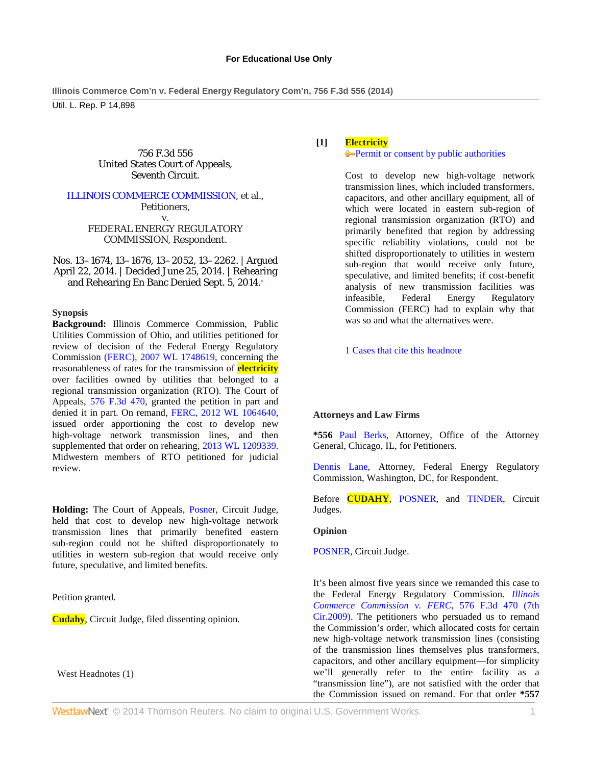For Educational Use Only

Util. L. Rep. P 14,898

756 F.3d 556
United States Court of Appeals,
Seventh Circuit.

ILLINOIS COMMERCE COMMISSION, et al.,
Petitioners,
v.
FEDERAL ENERGY REGULATORY
COMMISSION, Respondent.

Nos. 13–1674, 13–1676, 13–2052, 13–2262. | Argued April 22, 2014. | Decided June 25, 2014. | Rehearing and Rehearing En Banc Denied Sept. 5, 2014.*

**Synopsis**

**Background:** Illinois Commerce Commission, Public Utilities Commission of Ohio, and utilities petitioned for review of decision of the Federal Energy Regulatory Commission (FERC), 2007 WL 1748619, concerning the reasonableness of rates for the transmission of **electricity** over facilities owned by utilities that belonged to a regional transmission organization (RTO). The Court of Appeals, 576 F.3d 470, granted the petition in part and denied it in part. On remand, FERC, 2012 WL 1064640, issued order apportioning the cost to develop new high-voltage network transmission lines, and then supplemented that order on rehearing, 2013 WL 1209339. Midwestern members of RTO petitioned for judicial review.

**Holding:** The Court of Appeals, Posner, Circuit Judge, held that cost to develop new high-voltage network transmission lines that primarily benefited eastern sub-region could not be shifted disproportionately to utilities in western sub-region that would receive only future, speculative, and limited benefits.

Petition granted.

**Cudahy**, Circuit Judge, filed dissenting opinion.

West Headnotes (1)

**[1]** **Electricity**
Permit or consent by public authorities

Cost to develop new high-voltage network transmission lines, which included transformers, capacitors, and other ancillary equipment, all of which were located in eastern sub-region of regional transmission organization (RTO) and primarily benefited that region by addressing specific reliability violations, could not be shifted disproportionately to utilities in western sub-region that would receive only future, speculative, and limited benefits; if cost-benefit analysis of new transmission facilities was infeasible, Federal Energy Regulatory Commission (FERC) had to explain why that was so and what the alternatives were.

1 Cases that cite this headnote

**Attorneys and Law Firms**

**\*556** Paul Berks, Attorney, Office of the Attorney General, Chicago, IL, for Petitioners.

Dennis Lane, Attorney, Federal Energy Regulatory Commission, Washington, DC, for Respondent.

Before **CUDAHY**, POSNER, and TINDER, Circuit Judges.

**Opinion**

POSNER, Circuit Judge.

It's been almost five years since we remanded this case to the Federal Energy Regulatory Commission. *Illinois Commerce Commission v. FERC*, 576 F.3d 470 (7th Cir.2009). The petitioners who persuaded us to remand the Commission's order, which allocated costs for certain new high-voltage network transmission lines (consisting of the transmission lines themselves plus transformers, capacitors, and other ancillary equipment—for simplicity we'll generally refer to the entire facility as a "transmission line"), are not satisfied with the order that the Commission issued on remand. For that order **\*557**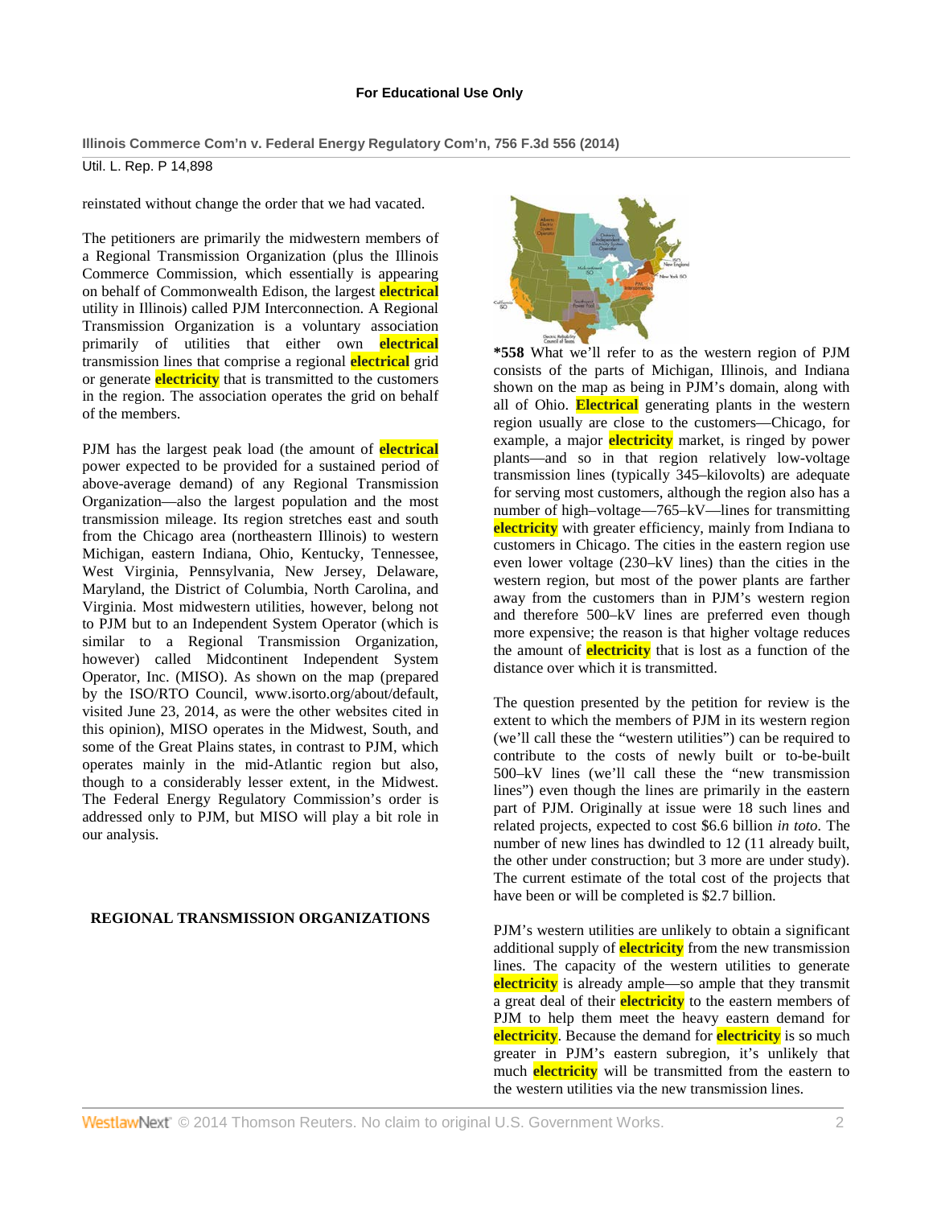reinstated without change the order that we had vacated.

The petitioners are primarily the midwestern members of a Regional Transmission Organization (plus the Illinois Commerce Commission, which essentially is appearing on behalf of Commonwealth Edison, the largest electrical utility in Illinois) called PJM Interconnection. A Regional Transmission Organization is a voluntary association primarily of utilities that either own electrical transmission lines that comprise a regional electrical grid or generate electricity that is transmitted to the customers in the region. The association operates the grid on behalf of the members.

PJM has the largest peak load (the amount of electrical power expected to be provided for a sustained period of above-average demand) of any Regional Transmission Organization—also the largest population and the most transmission mileage. Its region stretches east and south from the Chicago area (northeastern Illinois) to western Michigan, eastern Indiana, Ohio, Kentucky, Tennessee, West Virginia, Pennsylvania, New Jersey, Delaware, Maryland, the District of Columbia, North Carolina, and Virginia. Most midwestern utilities, however, belong not to PJM but to an Independent System Operator (which is similar to a Regional Transmission Organization, however) called Midcontinent Independent System Operator, Inc. (MISO). As shown on the map (prepared by the ISO/RTO Council, www.isorto.org/about/default, visited June 23, 2014, as were the other websites cited in this opinion), MISO operates in the Midwest, South, and some of the Great Plains states, in contrast to PJM, which operates mainly in the mid-Atlantic region but also, though to a considerably lesser extent, in the Midwest. The Federal Energy Regulatory Commission's order is addressed only to PJM, but MISO will play a bit role in our analysis.

## REGIONAL TRANSMISSION ORGANIZATIONS

***558** What we'll refer to as the western region of PJM consists of the parts of Michigan, Illinois, and Indiana shown on the map as being in PJM's domain, along with all of Ohio. Electrical generating plants in the western region usually are close to the customers—Chicago, for example, a major electricity market, is ringed by power plants—and so in that region relatively low-voltage transmission lines (typically 345–kilovolts) are adequate for serving most customers, although the region also has a number of high–voltage—765–kV—lines for transmitting electricity with greater efficiency, mainly from Indiana to customers in Chicago. The cities in the eastern region use even lower voltage (230–kV lines) than the cities in the western region, but most of the power plants are farther away from the customers than in PJM's western region and therefore 500–kV lines are preferred even though more expensive; the reason is that higher voltage reduces the amount of electricity that is lost as a function of the distance over which it is transmitted.

The question presented by the petition for review is the extent to which the members of PJM in its western region (we'll call these the "western utilities") can be required to contribute to the costs of newly built or to-be-built 500–kV lines (we'll call these the "new transmission lines") even though the lines are primarily in the eastern part of PJM. Originally at issue were 18 such lines and related projects, expected to cost $6.6 billion *in toto*. The number of new lines has dwindled to 12 (11 already built, the other under construction; but 3 more are under study). The current estimate of the total cost of the projects that have been or will be completed is $2.7 billion.

PJM's western utilities are unlikely to obtain a significant additional supply of electricity from the new transmission lines. The capacity of the western utilities to generate electricity is already ample—so ample that they transmit a great deal of their electricity to the eastern members of PJM to help them meet the heavy eastern demand for electricity. Because the demand for electricity is so much greater in PJM's eastern subregion, it's unlikely that much electricity will be transmitted from the eastern to the western utilities via the new transmission lines.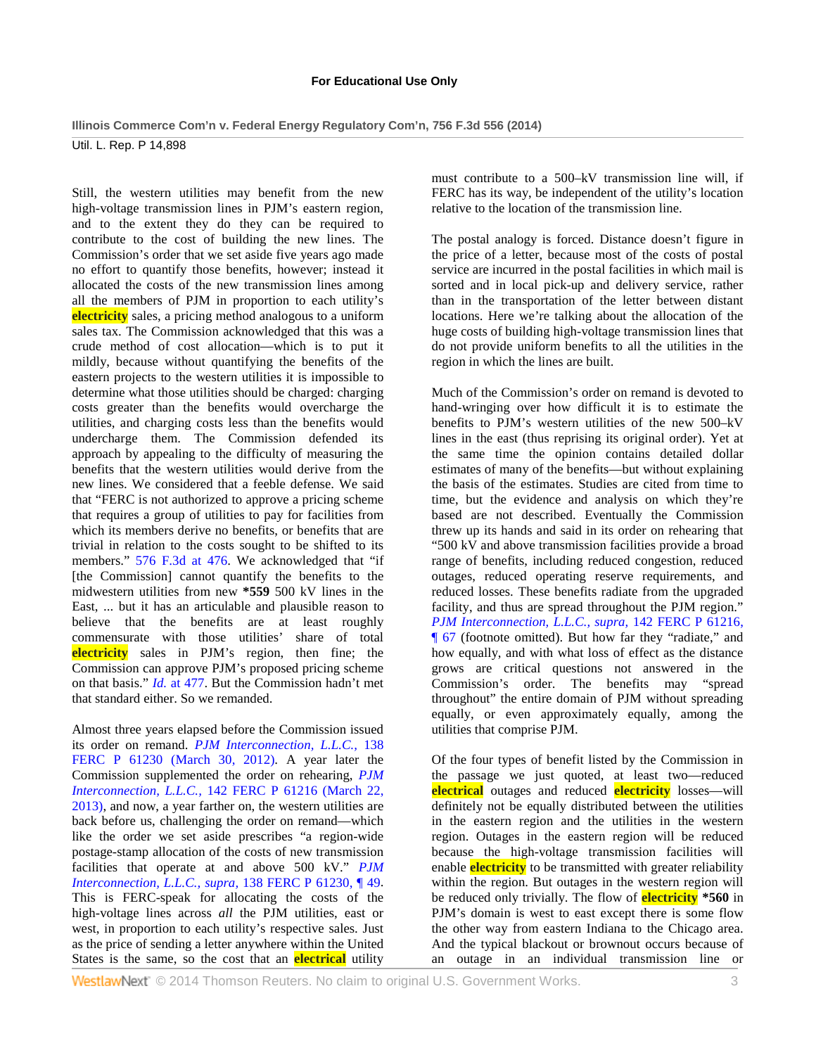Still, the western utilities may benefit from the new high-voltage transmission lines in PJM's eastern region, and to the extent they do they can be required to contribute to the cost of building the new lines. The Commission's order that we set aside five years ago made no effort to quantify those benefits, however; instead it allocated the costs of the new transmission lines among all the members of PJM in proportion to each utility's electricity sales, a pricing method analogous to a uniform sales tax. The Commission acknowledged that this was a crude method of cost allocation—which is to put it mildly, because without quantifying the benefits of the eastern projects to the western utilities it is impossible to determine what those utilities should be charged: charging costs greater than the benefits would overcharge the utilities, and charging costs less than the benefits would undercharge them. The Commission defended its approach by appealing to the difficulty of measuring the benefits that the western utilities would derive from the new lines. We considered that a feeble defense. We said that "FERC is not authorized to approve a pricing scheme that requires a group of utilities to pay for facilities from which its members derive no benefits, or benefits that are trivial in relation to the costs sought to be shifted to its members." 576 F.3d at 476. We acknowledged that "if [the Commission] cannot quantify the benefits to the midwestern utilities from new *559 500 kV lines in the East, ... but it has an articulable and plausible reason to believe that the benefits are at least roughly commensurate with those utilities' share of total electricity sales in PJM's region, then fine; the Commission can approve PJM's proposed pricing scheme on that basis." *Id.* at 477. But the Commission hadn't met that standard either. So we remanded.

Almost three years elapsed before the Commission issued its order on remand. *PJM Interconnection, L.L.C.,* 138 FERC P 61230 (March 30, 2012). A year later the Commission supplemented the order on rehearing, *PJM Interconnection, L.L.C.,* 142 FERC P 61216 (March 22, 2013), and now, a year farther on, the western utilities are back before us, challenging the order on remand—which like the order we set aside prescribes "a region-wide postage-stamp allocation of the costs of new transmission facilities that operate at and above 500 kV." *PJM Interconnection, L.L.C., supra,* 138 FERC P 61230, ¶ 49. This is FERC-speak for allocating the costs of the high-voltage lines across *all* the PJM utilities, east or west, in proportion to each utility's respective sales. Just as the price of sending a letter anywhere within the United States is the same, so the cost that an electrical utility must contribute to a 500–kV transmission line will, if FERC has its way, be independent of the utility's location relative to the location of the transmission line.

The postal analogy is forced. Distance doesn't figure in the price of a letter, because most of the costs of postal service are incurred in the postal facilities in which mail is sorted and in local pick-up and delivery service, rather than in the transportation of the letter between distant locations. Here we're talking about the allocation of the huge costs of building high-voltage transmission lines that do not provide uniform benefits to all the utilities in the region in which the lines are built.

Much of the Commission's order on remand is devoted to hand-wringing over how difficult it is to estimate the benefits to PJM's western utilities of the new 500–kV lines in the east (thus reprising its original order). Yet at the same time the opinion contains detailed dollar estimates of many of the benefits—but without explaining the basis of the estimates. Studies are cited from time to time, but the evidence and analysis on which they're based are not described. Eventually the Commission threw up its hands and said in its order on rehearing that "500 kV and above transmission facilities provide a broad range of benefits, including reduced congestion, reduced outages, reduced operating reserve requirements, and reduced losses. These benefits radiate from the upgraded facility, and thus are spread throughout the PJM region." *PJM Interconnection, L.L.C., supra,* 142 FERC P 61216, ¶ 67 (footnote omitted). But how far they "radiate," and how equally, and with what loss of effect as the distance grows are critical questions not answered in the Commission's order. The benefits may "spread throughout" the entire domain of PJM without spreading equally, or even approximately equally, among the utilities that comprise PJM.

Of the four types of benefit listed by the Commission in the passage we just quoted, at least two—reduced electrical outages and reduced electricity losses—will definitely not be equally distributed between the utilities in the eastern region and the utilities in the western region. Outages in the eastern region will be reduced because the high-voltage transmission facilities will enable electricity to be transmitted with greater reliability within the region. But outages in the western region will be reduced only trivially. The flow of electricity *560 in PJM's domain is west to east except there is some flow the other way from eastern Indiana to the Chicago area. And the typical blackout or brownout occurs because of an outage in an individual transmission line or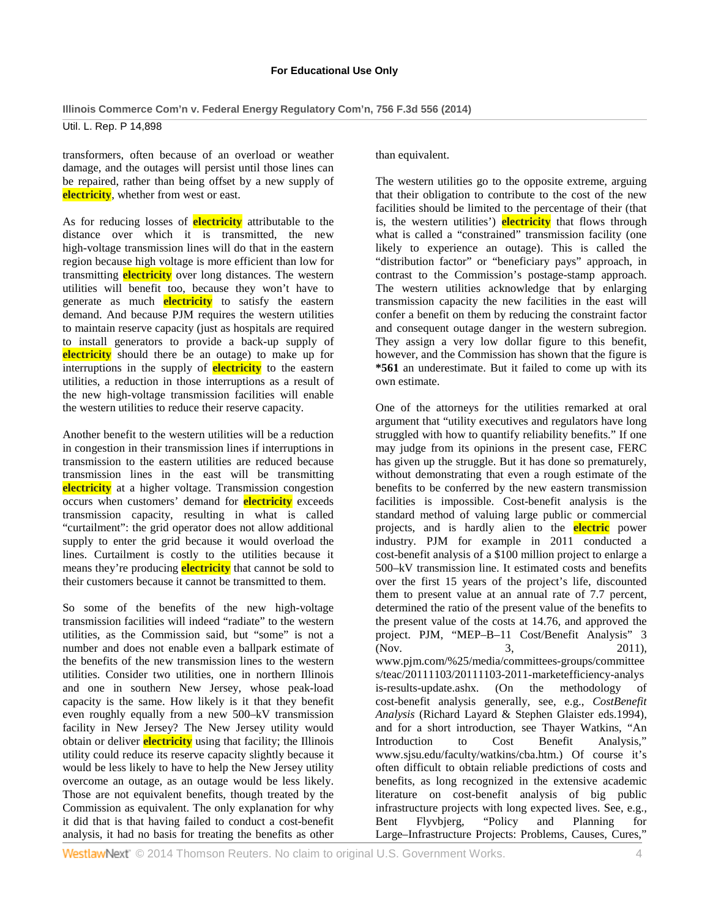transformers, often because of an overload or weather damage, and the outages will persist until those lines can be repaired, rather than being offset by a new supply of electricity, whether from west or east.

As for reducing losses of electricity attributable to the distance over which it is transmitted, the new high-voltage transmission lines will do that in the eastern region because high voltage is more efficient than low for transmitting electricity over long distances. The western utilities will benefit too, because they won't have to generate as much electricity to satisfy the eastern demand. And because PJM requires the western utilities to maintain reserve capacity (just as hospitals are required to install generators to provide a back-up supply of electricity should there be an outage) to make up for interruptions in the supply of electricity to the eastern utilities, a reduction in those interruptions as a result of the new high-voltage transmission facilities will enable the western utilities to reduce their reserve capacity.

Another benefit to the western utilities will be a reduction in congestion in their transmission lines if interruptions in transmission to the eastern utilities are reduced because transmission lines in the east will be transmitting electricity at a higher voltage. Transmission congestion occurs when customers' demand for electricity exceeds transmission capacity, resulting in what is called "curtailment": the grid operator does not allow additional supply to enter the grid because it would overload the lines. Curtailment is costly to the utilities because it means they're producing electricity that cannot be sold to their customers because it cannot be transmitted to them.

So some of the benefits of the new high-voltage transmission facilities will indeed "radiate" to the western utilities, as the Commission said, but "some" is not a number and does not enable even a ballpark estimate of the benefits of the new transmission lines to the western utilities. Consider two utilities, one in northern Illinois and one in southern New Jersey, whose peak-load capacity is the same. How likely is it that they benefit even roughly equally from a new 500–kV transmission facility in New Jersey? The New Jersey utility would obtain or deliver electricity using that facility; the Illinois utility could reduce its reserve capacity slightly because it would be less likely to have to help the New Jersey utility overcome an outage, as an outage would be less likely. Those are not equivalent benefits, though treated by the Commission as equivalent. The only explanation for why it did that is that having failed to conduct a cost-benefit analysis, it had no basis for treating the benefits as other than equivalent.

The western utilities go to the opposite extreme, arguing that their obligation to contribute to the cost of the new facilities should be limited to the percentage of their (that is, the western utilities') electricity that flows through what is called a "constrained" transmission facility (one likely to experience an outage). This is called the "distribution factor" or "beneficiary pays" approach, in contrast to the Commission's postage-stamp approach. The western utilities acknowledge that by enlarging transmission capacity the new facilities in the east will confer a benefit on them by reducing the constraint factor and consequent outage danger in the western subregion. They assign a very low dollar figure to this benefit, however, and the Commission has shown that the figure is **\*561** an underestimate. But it failed to come up with its own estimate.

One of the attorneys for the utilities remarked at oral argument that "utility executives and regulators have long struggled with how to quantify reliability benefits." If one may judge from its opinions in the present case, FERC has given up the struggle. But it has done so prematurely, without demonstrating that even a rough estimate of the benefits to be conferred by the new eastern transmission facilities is impossible. Cost-benefit analysis is the standard method of valuing large public or commercial projects, and is hardly alien to the electric power industry. PJM for example in 2011 conducted a cost-benefit analysis of a $100 million project to enlarge a 500–kV transmission line. It estimated costs and benefits over the first 15 years of the project's life, discounted them to present value at an annual rate of 7.7 percent, determined the ratio of the present value of the benefits to the present value of the costs at 14.76, and approved the project. PJM, "MEP–B–11 Cost/Benefit Analysis" 3 (Nov. 3, 2011), www.pjm.com/%25/media/committees-groups/committees/teac/20111103/20111103-2011-marketefficiency-analysis-results-update.ashx. (On the methodology of cost-benefit analysis generally, see, e.g., *CostBenefit Analysis* (Richard Layard & Stephen Glaister eds.1994), and for a short introduction, see Thayer Watkins, "An Introduction to Cost Benefit Analysis," www.sjsu.edu/faculty/watkins/cba.htm.) Of course it's often difficult to obtain reliable predictions of costs and benefits, as long recognized in the extensive academic literature on cost-benefit analysis of big public infrastructure projects with long expected lives. See, e.g., Bent Flyvbjerg, "Policy and Planning for Large–Infrastructure Projects: Problems, Causes, Cures,"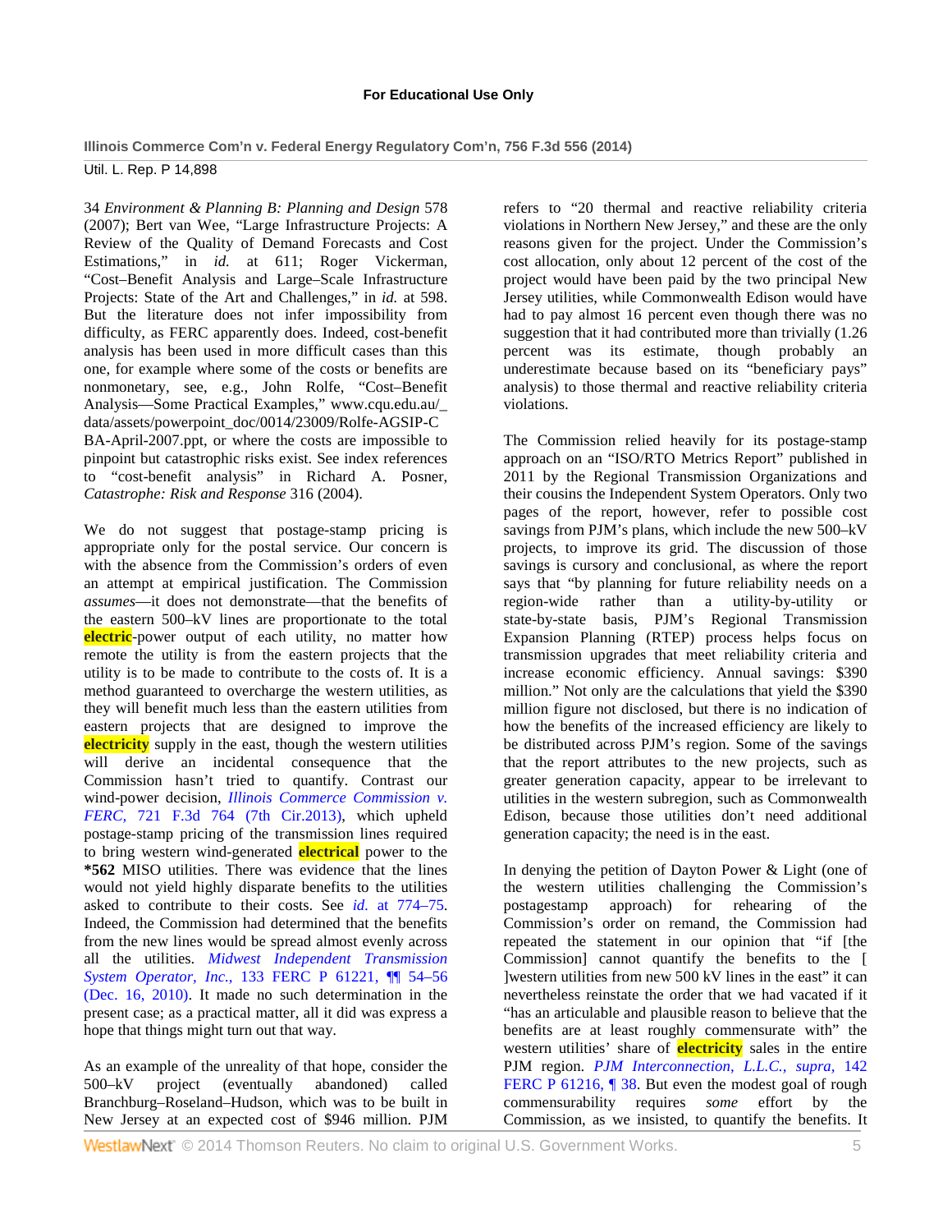34 *Environment & Planning B: Planning and Design* 578 (2007); Bert van Wee, "Large Infrastructure Projects: A Review of the Quality of Demand Forecasts and Cost Estimations," in *id.* at 611; Roger Vickerman, "Cost–Benefit Analysis and Large–Scale Infrastructure Projects: State of the Art and Challenges," in *id.* at 598. But the literature does not infer impossibility from difficulty, as FERC apparently does. Indeed, cost-benefit analysis has been used in more difficult cases than this one, for example where some of the costs or benefits are nonmonetary, see, e.g., John Rolfe, "Cost–Benefit Analysis—Some Practical Examples," www.cqu.edu.au/_data/assets/powerpoint_doc/0014/23009/Rolfe-AGSIP-CBA-April-2007.ppt, or where the costs are impossible to pinpoint but catastrophic risks exist. See index references to "cost-benefit analysis" in Richard A. Posner, *Catastrophe: Risk and Response* 316 (2004).

We do not suggest that postage-stamp pricing is appropriate only for the postal service. Our concern is with the absence from the Commission's orders of even an attempt at empirical justification. The Commission *assumes*—it does not demonstrate—that the benefits of the eastern 500–kV lines are proportionate to the total electric-power output of each utility, no matter how remote the utility is from the eastern projects that the utility is to be made to contribute to the costs of. It is a method guaranteed to overcharge the western utilities, as they will benefit much less than the eastern utilities from eastern projects that are designed to improve the electricity supply in the east, though the western utilities will derive an incidental consequence that the Commission hasn't tried to quantify. Contrast our wind-power decision, *Illinois Commerce Commission v. FERC,* 721 F.3d 764 (7th Cir.2013), which upheld postage-stamp pricing of the transmission lines required to bring western wind-generated electrical power to the **\*562** MISO utilities. There was evidence that the lines would not yield highly disparate benefits to the utilities asked to contribute to their costs. See *id.* at 774–75. Indeed, the Commission had determined that the benefits from the new lines would be spread almost evenly across all the utilities. *Midwest Independent Transmission System Operator, Inc.,* 133 FERC P 61221, ¶¶ 54–56 (Dec. 16, 2010). It made no such determination in the present case; as a practical matter, all it did was express a hope that things might turn out that way.

As an example of the unreality of that hope, consider the 500–kV project (eventually abandoned) called Branchburg–Roseland–Hudson, which was to be built in New Jersey at an expected cost of $946 million. PJM refers to "20 thermal and reactive reliability criteria violations in Northern New Jersey," and these are the only reasons given for the project. Under the Commission's cost allocation, only about 12 percent of the cost of the project would have been paid by the two principal New Jersey utilities, while Commonwealth Edison would have had to pay almost 16 percent even though there was no suggestion that it had contributed more than trivially (1.26 percent was its estimate, though probably an underestimate because based on its "beneficiary pays" analysis) to those thermal and reactive reliability criteria violations.

The Commission relied heavily for its postage-stamp approach on an "ISO/RTO Metrics Report" published in 2011 by the Regional Transmission Organizations and their cousins the Independent System Operators. Only two pages of the report, however, refer to possible cost savings from PJM's plans, which include the new 500–kV projects, to improve its grid. The discussion of those savings is cursory and conclusional, as where the report says that "by planning for future reliability needs on a region-wide rather than a utility-by-utility or state-by-state basis, PJM's Regional Transmission Expansion Planning (RTEP) process helps focus on transmission upgrades that meet reliability criteria and increase economic efficiency. Annual savings: $390 million." Not only are the calculations that yield the $390 million figure not disclosed, but there is no indication of how the benefits of the increased efficiency are likely to be distributed across PJM's region. Some of the savings that the report attributes to the new projects, such as greater generation capacity, appear to be irrelevant to utilities in the western subregion, such as Commonwealth Edison, because those utilities don't need additional generation capacity; the need is in the east.

In denying the petition of Dayton Power & Light (one of the western utilities challenging the Commission's postagestamp approach) for rehearing of the Commission's order on remand, the Commission had repeated the statement in our opinion that "if [the Commission] cannot quantify the benefits to the [ ]western utilities from new 500 kV lines in the east" it can nevertheless reinstate the order that we had vacated if it "has an articulable and plausible reason to believe that the benefits are at least roughly commensurate with" the western utilities' share of electricity sales in the entire PJM region. *PJM Interconnection, L.L.C., supra,* 142 FERC P 61216, ¶ 38. But even the modest goal of rough commensurability requires *some* effort by the Commission, as we insisted, to quantify the benefits. It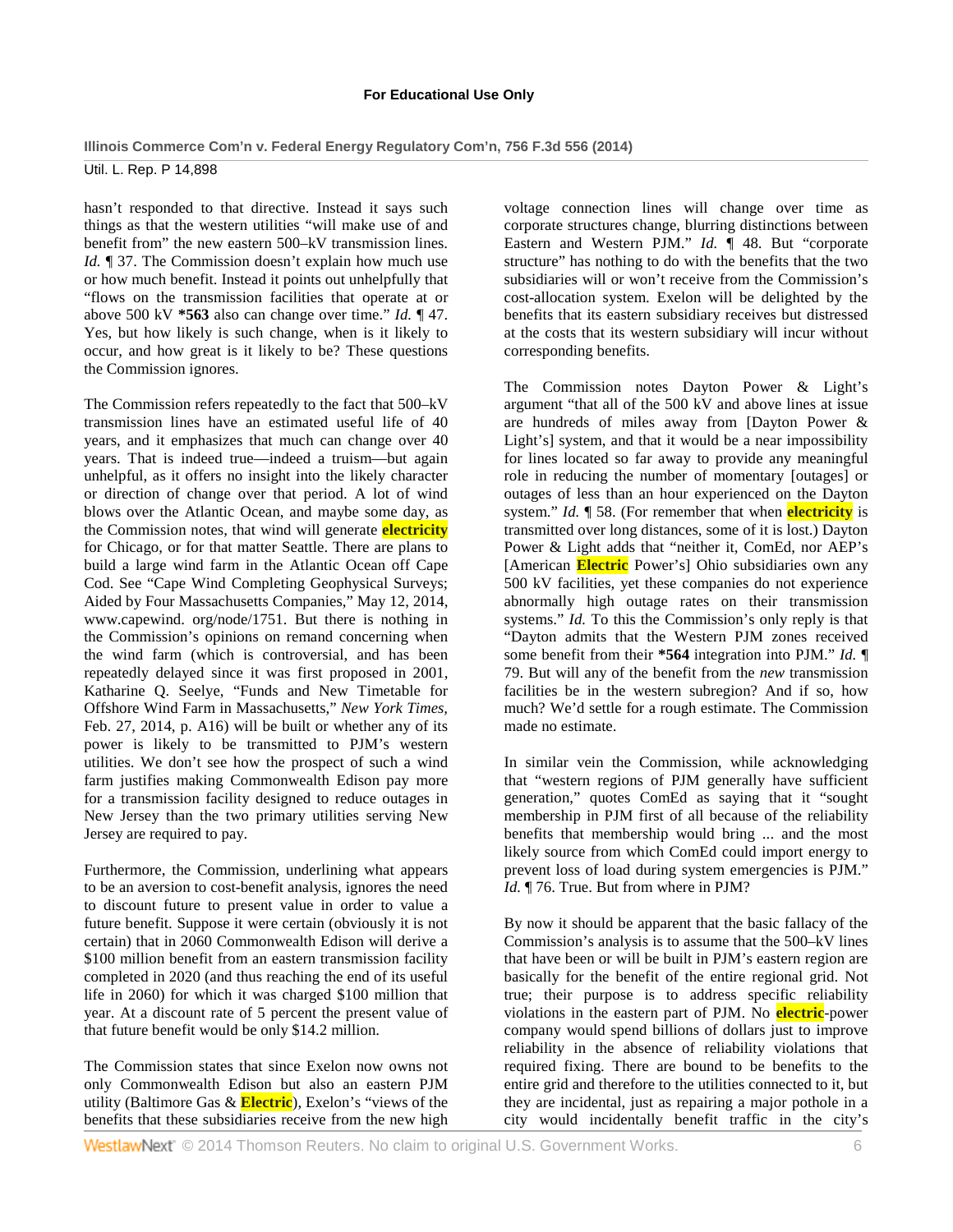hasn't responded to that directive. Instead it says such things as that the western utilities "will make use of and benefit from" the new eastern 500–kV transmission lines. *Id.* ¶ 37. The Commission doesn't explain how much use or how much benefit. Instead it points out unhelpfully that "flows on the transmission facilities that operate at or above 500 kV **\*563** also can change over time." *Id.* ¶ 47. Yes, but how likely is such change, when is it likely to occur, and how great is it likely to be? These questions the Commission ignores.

The Commission refers repeatedly to the fact that 500–kV transmission lines have an estimated useful life of 40 years, and it emphasizes that much can change over 40 years. That is indeed true—indeed a truism—but again unhelpful, as it offers no insight into the likely character or direction of change over that period. A lot of wind blows over the Atlantic Ocean, and maybe some day, as the Commission notes, that wind will generate electricity for Chicago, or for that matter Seattle. There are plans to build a large wind farm in the Atlantic Ocean off Cape Cod. See "Cape Wind Completing Geophysical Surveys; Aided by Four Massachusetts Companies," May 12, 2014, www.capewind. org/node/1751. But there is nothing in the Commission's opinions on remand concerning when the wind farm (which is controversial, and has been repeatedly delayed since it was first proposed in 2001, Katharine Q. Seelye, "Funds and New Timetable for Offshore Wind Farm in Massachusetts," *New York Times*, Feb. 27, 2014, p. A16) will be built or whether any of its power is likely to be transmitted to PJM's western utilities. We don't see how the prospect of such a wind farm justifies making Commonwealth Edison pay more for a transmission facility designed to reduce outages in New Jersey than the two primary utilities serving New Jersey are required to pay.

Furthermore, the Commission, underlining what appears to be an aversion to cost-benefit analysis, ignores the need to discount future to present value in order to value a future benefit. Suppose it were certain (obviously it is not certain) that in 2060 Commonwealth Edison will derive a $100 million benefit from an eastern transmission facility completed in 2020 (and thus reaching the end of its useful life in 2060) for which it was charged $100 million that year. At a discount rate of 5 percent the present value of that future benefit would be only $14.2 million.

The Commission states that since Exelon now owns not only Commonwealth Edison but also an eastern PJM utility (Baltimore Gas & Electric), Exelon's "views of the benefits that these subsidiaries receive from the new high voltage connection lines will change over time as corporate structures change, blurring distinctions between Eastern and Western PJM." *Id.* ¶ 48. But "corporate structure" has nothing to do with the benefits that the two subsidiaries will or won't receive from the Commission's cost-allocation system. Exelon will be delighted by the benefits that its eastern subsidiary receives but distressed at the costs that its western subsidiary will incur without corresponding benefits.

The Commission notes Dayton Power & Light's argument "that all of the 500 kV and above lines at issue are hundreds of miles away from [Dayton Power & Light's] system, and that it would be a near impossibility for lines located so far away to provide any meaningful role in reducing the number of momentary [outages] or outages of less than an hour experienced on the Dayton system." *Id.* ¶ 58. (For remember that when electricity is transmitted over long distances, some of it is lost.) Dayton Power & Light adds that "neither it, ComEd, nor AEP's [American Electric Power's] Ohio subsidiaries own any 500 kV facilities, yet these companies do not experience abnormally high outage rates on their transmission systems." *Id.* To this the Commission's only reply is that "Dayton admits that the Western PJM zones received some benefit from their **\*564** integration into PJM." *Id.* ¶ 79. But will any of the benefit from the *new* transmission facilities be in the western subregion? And if so, how much? We'd settle for a rough estimate. The Commission made no estimate.

In similar vein the Commission, while acknowledging that "western regions of PJM generally have sufficient generation," quotes ComEd as saying that it "sought membership in PJM first of all because of the reliability benefits that membership would bring ... and the most likely source from which ComEd could import energy to prevent loss of load during system emergencies is PJM." *Id.* ¶ 76. True. But from where in PJM?

By now it should be apparent that the basic fallacy of the Commission's analysis is to assume that the 500–kV lines that have been or will be built in PJM's eastern region are basically for the benefit of the entire regional grid. Not true; their purpose is to address specific reliability violations in the eastern part of PJM. No electric-power company would spend billions of dollars just to improve reliability in the absence of reliability violations that required fixing. There are bound to be benefits to the entire grid and therefore to the utilities connected to it, but they are incidental, just as repairing a major pothole in a city would incidentally benefit traffic in the city's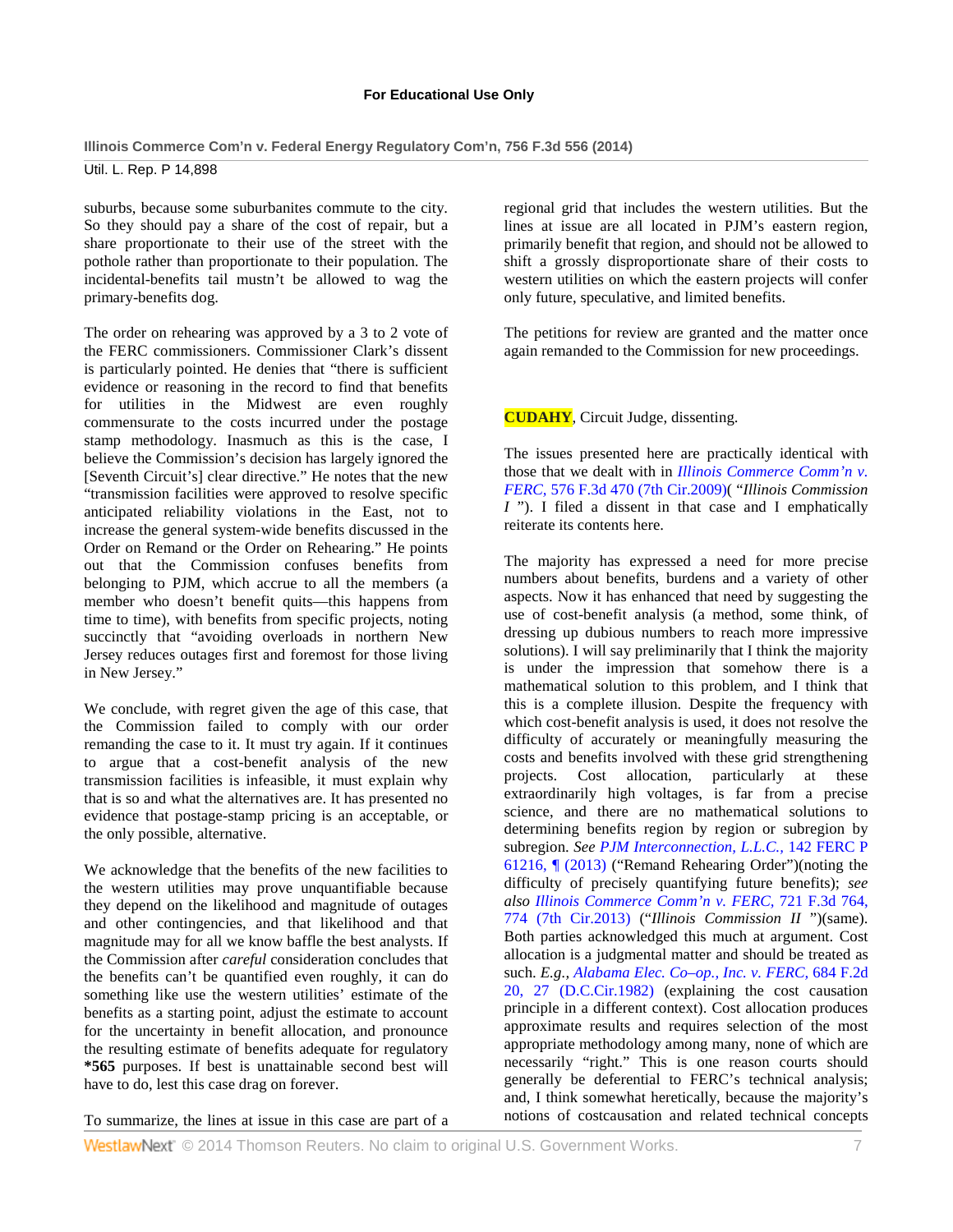suburbs, because some suburbanites commute to the city. So they should pay a share of the cost of repair, but a share proportionate to their use of the street with the pothole rather than proportionate to their population. The incidental-benefits tail mustn't be allowed to wag the primary-benefits dog.

The order on rehearing was approved by a 3 to 2 vote of the FERC commissioners. Commissioner Clark's dissent is particularly pointed. He denies that "there is sufficient evidence or reasoning in the record to find that benefits for utilities in the Midwest are even roughly commensurate to the costs incurred under the postage stamp methodology. Inasmuch as this is the case, I believe the Commission's decision has largely ignored the [Seventh Circuit's] clear directive." He notes that the new "transmission facilities were approved to resolve specific anticipated reliability violations in the East, not to increase the general system-wide benefits discussed in the Order on Remand or the Order on Rehearing." He points out that the Commission confuses benefits from belonging to PJM, which accrue to all the members (a member who doesn't benefit quits—this happens from time to time), with benefits from specific projects, noting succinctly that "avoiding overloads in northern New Jersey reduces outages first and foremost for those living in New Jersey."

We conclude, with regret given the age of this case, that the Commission failed to comply with our order remanding the case to it. It must try again. If it continues to argue that a cost-benefit analysis of the new transmission facilities is infeasible, it must explain why that is so and what the alternatives are. It has presented no evidence that postage-stamp pricing is an acceptable, or the only possible, alternative.

We acknowledge that the benefits of the new facilities to the western utilities may prove unquantifiable because they depend on the likelihood and magnitude of outages and other contingencies, and that likelihood and that magnitude may for all we know baffle the best analysts. If the Commission after *careful* consideration concludes that the benefits can't be quantified even roughly, it can do something like use the western utilities' estimate of the benefits as a starting point, adjust the estimate to account for the uncertainty in benefit allocation, and pronounce the resulting estimate of benefits adequate for regulatory **\*565** purposes. If best is unattainable second best will have to do, lest this case drag on forever.

To summarize, the lines at issue in this case are part of a regional grid that includes the western utilities. But the lines at issue are all located in PJM's eastern region, primarily benefit that region, and should not be allowed to shift a grossly disproportionate share of their costs to western utilities on which the eastern projects will confer only future, speculative, and limited benefits.

The petitions for review are granted and the matter once again remanded to the Commission for new proceedings.

**CUDAHY**, Circuit Judge, dissenting.

The issues presented here are practically identical with those that we dealt with in *Illinois Commerce Comm'n v. FERC,* 576 F.3d 470 (7th Cir.2009)( "*Illinois Commission I* "). I filed a dissent in that case and I emphatically reiterate its contents here.

The majority has expressed a need for more precise numbers about benefits, burdens and a variety of other aspects. Now it has enhanced that need by suggesting the use of cost-benefit analysis (a method, some think, of dressing up dubious numbers to reach more impressive solutions). I will say preliminarily that I think the majority is under the impression that somehow there is a mathematical solution to this problem, and I think that this is a complete illusion. Despite the frequency with which cost-benefit analysis is used, it does not resolve the difficulty of accurately or meaningfully measuring the costs and benefits involved with these grid strengthening projects. Cost allocation, particularly at these extraordinarily high voltages, is far from a precise science, and there are no mathematical solutions to determining benefits region by region or subregion by subregion. *See* *PJM Interconnection, L.L.C.,* 142 FERC P 61216, ¶ (2013) ("Remand Rehearing Order")(noting the difficulty of precisely quantifying future benefits); *see also* *Illinois Commerce Comm'n v. FERC,* 721 F.3d 764, 774 (7th Cir.2013) ("*Illinois Commission II* ")(same). Both parties acknowledged this much at argument. Cost allocation is a judgmental matter and should be treated as such. *E.g., Alabama Elec. Co–op., Inc. v. FERC,* 684 F.2d 20, 27 (D.C.Cir.1982) (explaining the cost causation principle in a different context). Cost allocation produces approximate results and requires selection of the most appropriate methodology among many, none of which are necessarily "right." This is one reason courts should generally be deferential to FERC's technical analysis; and, I think somewhat heretically, because the majority's notions of costcausation and related technical concepts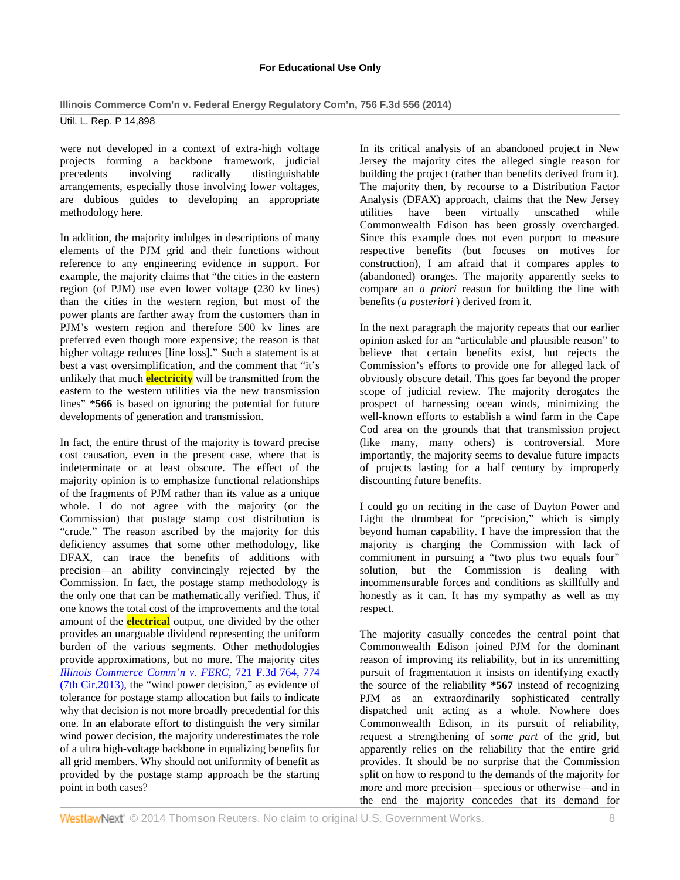were not developed in a context of extra-high voltage projects forming a backbone framework, judicial precedents involving radically distinguishable arrangements, especially those involving lower voltages, are dubious guides to developing an appropriate methodology here.

In addition, the majority indulges in descriptions of many elements of the PJM grid and their functions without reference to any engineering evidence in support. For example, the majority claims that "the cities in the eastern region (of PJM) use even lower voltage (230 kv lines) than the cities in the western region, but most of the power plants are farther away from the customers than in PJM's western region and therefore 500 kv lines are preferred even though more expensive; the reason is that higher voltage reduces [line loss]." Such a statement is at best a vast oversimplification, and the comment that "it's unlikely that much electricity will be transmitted from the eastern to the western utilities via the new transmission lines" **\*566** is based on ignoring the potential for future developments of generation and transmission.

In fact, the entire thrust of the majority is toward precise cost causation, even in the present case, where that is indeterminate or at least obscure. The effect of the majority opinion is to emphasize functional relationships of the fragments of PJM rather than its value as a unique whole. I do not agree with the majority (or the Commission) that postage stamp cost distribution is "crude." The reason ascribed by the majority for this deficiency assumes that some other methodology, like DFAX, can trace the benefits of additions with precision—an ability convincingly rejected by the Commission. In fact, the postage stamp methodology is the only one that can be mathematically verified. Thus, if one knows the total cost of the improvements and the total amount of the electrical output, one divided by the other provides an unarguable dividend representing the uniform burden of the various segments. Other methodologies provide approximations, but no more. The majority cites *Illinois Commerce Comm'n v. FERC,* 721 F.3d 764, 774 (7th Cir.2013), the "wind power decision," as evidence of tolerance for postage stamp allocation but fails to indicate why that decision is not more broadly precedential for this one. In an elaborate effort to distinguish the very similar wind power decision, the majority underestimates the role of a ultra high-voltage backbone in equalizing benefits for all grid members. Why should not uniformity of benefit as provided by the postage stamp approach be the starting point in both cases?

In its critical analysis of an abandoned project in New Jersey the majority cites the alleged single reason for building the project (rather than benefits derived from it). The majority then, by recourse to a Distribution Factor Analysis (DFAX) approach, claims that the New Jersey utilities have been virtually unscathed while Commonwealth Edison has been grossly overcharged. Since this example does not even purport to measure respective benefits (but focuses on motives for construction), I am afraid that it compares apples to (abandoned) oranges. The majority apparently seeks to compare an *a priori* reason for building the line with benefits (*a posteriori* ) derived from it.

In the next paragraph the majority repeats that our earlier opinion asked for an "articulable and plausible reason" to believe that certain benefits exist, but rejects the Commission's efforts to provide one for alleged lack of obviously obscure detail. This goes far beyond the proper scope of judicial review. The majority derogates the prospect of harnessing ocean winds, minimizing the well-known efforts to establish a wind farm in the Cape Cod area on the grounds that that transmission project (like many, many others) is controversial. More importantly, the majority seems to devalue future impacts of projects lasting for a half century by improperly discounting future benefits.

I could go on reciting in the case of Dayton Power and Light the drumbeat for "precision," which is simply beyond human capability. I have the impression that the majority is charging the Commission with lack of commitment in pursuing a "two plus two equals four" solution, but the Commission is dealing with incommensurable forces and conditions as skillfully and honestly as it can. It has my sympathy as well as my respect.

The majority casually concedes the central point that Commonwealth Edison joined PJM for the dominant reason of improving its reliability, but in its unremitting pursuit of fragmentation it insists on identifying exactly the source of the reliability **\*567** instead of recognizing PJM as an extraordinarily sophisticated centrally dispatched unit acting as a whole. Nowhere does Commonwealth Edison, in its pursuit of reliability, request a strengthening of *some part* of the grid, but apparently relies on the reliability that the entire grid provides. It should be no surprise that the Commission split on how to respond to the demands of the majority for more and more precision—specious or otherwise—and in the end the majority concedes that its demand for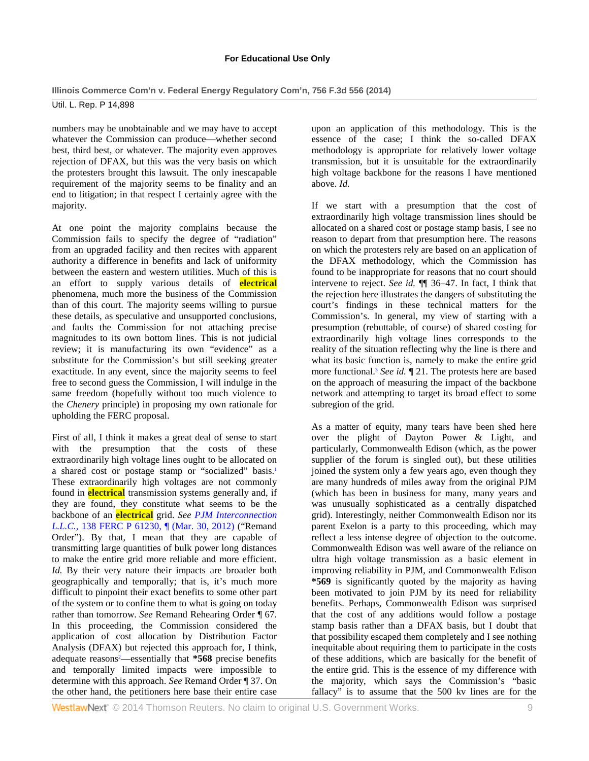numbers may be unobtainable and we may have to accept whatever the Commission can produce—whether second best, third best, or whatever. The majority even approves rejection of DFAX, but this was the very basis on which the protesters brought this lawsuit. The only inescapable requirement of the majority seems to be finality and an end to litigation; in that respect I certainly agree with the majority.

At one point the majority complains because the Commission fails to specify the degree of "radiation" from an upgraded facility and then recites with apparent authority a difference in benefits and lack of uniformity between the eastern and western utilities. Much of this is an effort to supply various details of **electrical** phenomena, much more the business of the Commission than of this court. The majority seems willing to pursue these details, as speculative and unsupported conclusions, and faults the Commission for not attaching precise magnitudes to its own bottom lines. This is not judicial review; it is manufacturing its own "evidence" as a substitute for the Commission's but still seeking greater exactitude. In any event, since the majority seems to feel free to second guess the Commission, I will indulge in the same freedom (hopefully without too much violence to the *Chenery* principle) in proposing my own rationale for upholding the FERC proposal.

First of all, I think it makes a great deal of sense to start with the presumption that the costs of these extraordinarily high voltage lines ought to be allocated on a shared cost or postage stamp or "socialized" basis.[1] These extraordinarily high voltages are not commonly found in **electrical** transmission systems generally and, if they are found, they constitute what seems to be the backbone of an **electrical** grid. *See PJM Interconnection L.L.C.,* 138 FERC P 61230, ¶ (Mar. 30, 2012) ("Remand Order"). By that, I mean that they are capable of transmitting large quantities of bulk power long distances to make the entire grid more reliable and more efficient. *Id.* By their very nature their impacts are broader both geographically and temporally; that is, it's much more difficult to pinpoint their exact benefits to some other part of the system or to confine them to what is going on today rather than tomorrow. *See* Remand Rehearing Order ¶ 67. In this proceeding, the Commission considered the application of cost allocation by Distribution Factor Analysis (DFAX) but rejected this approach for, I think, adequate reasons[2]—essentially that **\*568** precise benefits and temporally limited impacts were impossible to determine with this approach. *See* Remand Order ¶ 37. On the other hand, the petitioners here base their entire case upon an application of this methodology. This is the essence of the case; I think the so-called DFAX methodology is appropriate for relatively lower voltage transmission, but it is unsuitable for the extraordinarily high voltage backbone for the reasons I have mentioned above. *Id.*

If we start with a presumption that the cost of extraordinarily high voltage transmission lines should be allocated on a shared cost or postage stamp basis, I see no reason to depart from that presumption here. The reasons on which the protesters rely are based on an application of the DFAX methodology, which the Commission has found to be inappropriate for reasons that no court should intervene to reject. *See id.* ¶¶ 36–47. In fact, I think that the rejection here illustrates the dangers of substituting the court's findings in these technical matters for the Commission's. In general, my view of starting with a presumption (rebuttable, of course) of shared costing for extraordinarily high voltage lines corresponds to the reality of the situation reflecting why the line is there and what its basic function is, namely to make the entire grid more functional.[3] *See id.* ¶ 21. The protests here are based on the approach of measuring the impact of the backbone network and attempting to target its broad effect to some subregion of the grid.

As a matter of equity, many tears have been shed here over the plight of Dayton Power & Light, and particularly, Commonwealth Edison (which, as the power supplier of the forum is singled out), but these utilities joined the system only a few years ago, even though they are many hundreds of miles away from the original PJM (which has been in business for many, many years and was unusually sophisticated as a centrally dispatched grid). Interestingly, neither Commonwealth Edison nor its parent Exelon is a party to this proceeding, which may reflect a less intense degree of objection to the outcome. Commonwealth Edison was well aware of the reliance on ultra high voltage transmission as a basic element in improving reliability in PJM, and Commonwealth Edison **\*569** is significantly quoted by the majority as having been motivated to join PJM by its need for reliability benefits. Perhaps, Commonwealth Edison was surprised that the cost of any additions would follow a postage stamp basis rather than a DFAX basis, but I doubt that that possibility escaped them completely and I see nothing inequitable about requiring them to participate in the costs of these additions, which are basically for the benefit of the entire grid. This is the essence of my difference with the majority, which says the Commission's "basic fallacy" is to assume that the 500 kv lines are for the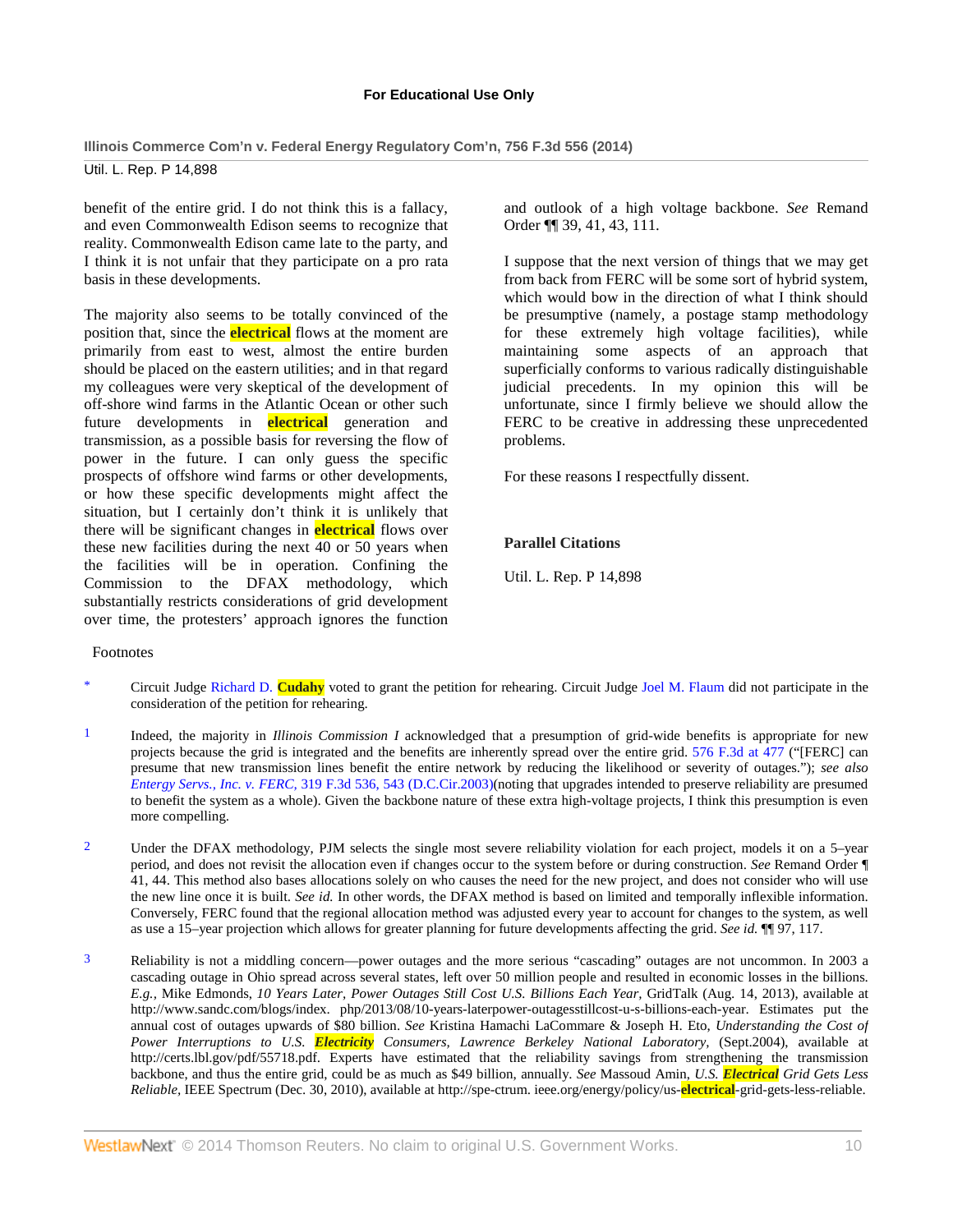benefit of the entire grid. I do not think this is a fallacy, and even Commonwealth Edison seems to recognize that reality. Commonwealth Edison came late to the party, and I think it is not unfair that they participate on a pro rata basis in these developments.

The majority also seems to be totally convinced of the position that, since the electrical flows at the moment are primarily from east to west, almost the entire burden should be placed on the eastern utilities; and in that regard my colleagues were very skeptical of the development of off-shore wind farms in the Atlantic Ocean or other such future developments in electrical generation and transmission, as a possible basis for reversing the flow of power in the future. I can only guess the specific prospects of offshore wind farms or other developments, or how these specific developments might affect the situation, but I certainly don't think it is unlikely that there will be significant changes in electrical flows over these new facilities during the next 40 or 50 years when the facilities will be in operation. Confining the Commission to the DFAX methodology, which substantially restricts considerations of grid development over time, the protesters' approach ignores the function and outlook of a high voltage backbone. *See* Remand Order ¶¶ 39, 41, 43, 111.

I suppose that the next version of things that we may get from back from FERC will be some sort of hybrid system, which would bow in the direction of what I think should be presumptive (namely, a postage stamp methodology for these extremely high voltage facilities), while maintaining some aspects of an approach that superficially conforms to various radically distinguishable judicial precedents. In my opinion this will be unfortunate, since I firmly believe we should allow the FERC to be creative in addressing these unprecedented problems.

For these reasons I respectfully dissent.

**Parallel Citations**

Util. L. Rep. P 14,898

Footnotes

* Circuit Judge Richard D. Cudahy voted to grant the petition for rehearing. Circuit Judge Joel M. Flaum did not participate in the consideration of the petition for rehearing.

1 Indeed, the majority in *Illinois Commission I* acknowledged that a presumption of grid-wide benefits is appropriate for new projects because the grid is integrated and the benefits are inherently spread over the entire grid. 576 F.3d at 477 ("[FERC] can presume that new transmission lines benefit the entire network by reducing the likelihood or severity of outages."); *see also Entergy Servs., Inc. v. FERC,* 319 F.3d 536, 543 (D.C.Cir.2003)(noting that upgrades intended to preserve reliability are presumed to benefit the system as a whole). Given the backbone nature of these extra high-voltage projects, I think this presumption is even more compelling.

2 Under the DFAX methodology, PJM selects the single most severe reliability violation for each project, models it on a 5–year period, and does not revisit the allocation even if changes occur to the system before or during construction. *See* Remand Order ¶ 41, 44. This method also bases allocations solely on who causes the need for the new project, and does not consider who will use the new line once it is built. *See id.* In other words, the DFAX method is based on limited and temporally inflexible information. Conversely, FERC found that the regional allocation method was adjusted every year to account for changes to the system, as well as use a 15–year projection which allows for greater planning for future developments affecting the grid. *See id.* ¶¶ 97, 117.

3 Reliability is not a middling concern—power outages and the more serious "cascading" outages are not uncommon. In 2003 a cascading outage in Ohio spread across several states, left over 50 million people and resulted in economic losses in the billions. *E.g.,* Mike Edmonds, *10 Years Later, Power Outages Still Cost U.S. Billions Each Year,* GridTalk (Aug. 14, 2013), available at http://www.sandc.com/blogs/index. php/2013/08/10-years-laterpower-outagesstillcost-u-s-billions-each-year. Estimates put the annual cost of outages upwards of $80 billion. *See* Kristina Hamachi LaCommare & Joseph H. Eto, *Understanding the Cost of Power Interruptions to U.S. Electricity Consumers, Lawrence Berkeley National Laboratory,* (Sept.2004), available at http://certs.lbl.gov/pdf/55718.pdf. Experts have estimated that the reliability savings from strengthening the transmission backbone, and thus the entire grid, could be as much as $49 billion, annually. *See* Massoud Amin, *U.S. Electrical Grid Gets Less Reliable,* IEEE Spectrum (Dec. 30, 2010), available at http://spe-ctrum. ieee.org/energy/policy/us-electrical-grid-gets-less-reliable.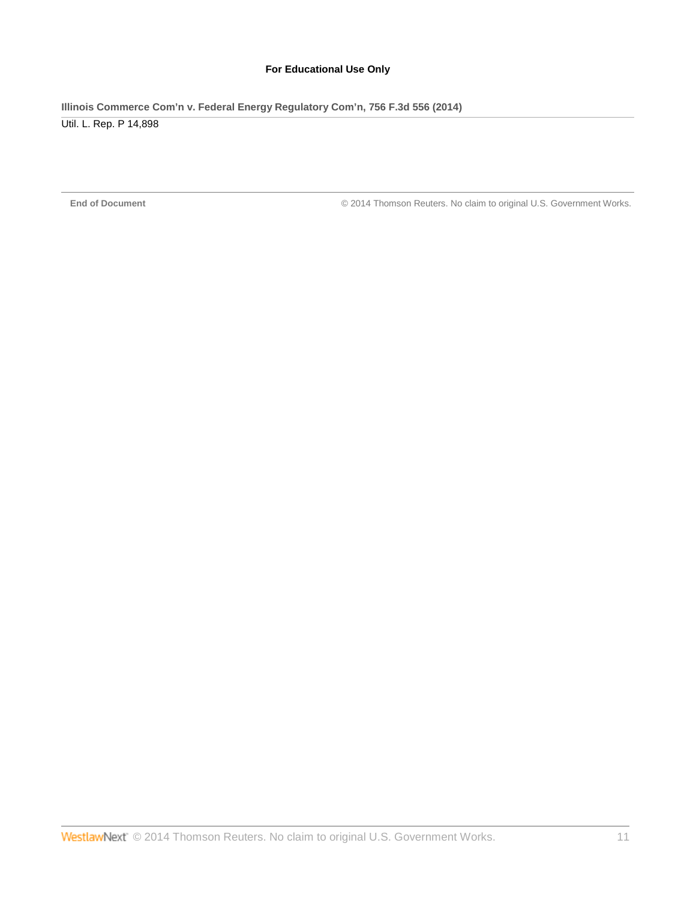Util. L. Rep. P 14,898

**End of Document** © 2014 Thomson Reuters. No claim to original U.S. Government Works.